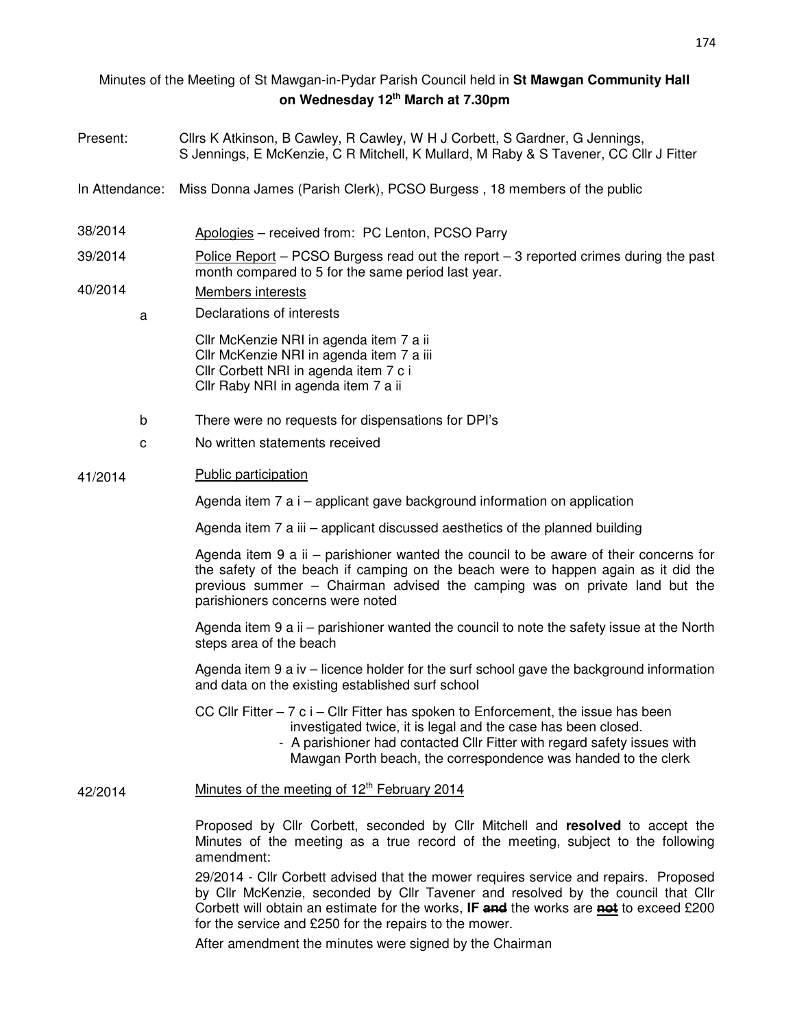Minutes of the Meeting of St Mawgan-in-Pydar Parish Council held in **St Mawgan Community Hall on Wednesday 12th March at 7.30pm**

Present: Cllrs K Atkinson, B Cawley, R Cawley, W H J Corbett, S Gardner, G Jennings, S Jennings, E McKenzie, C R Mitchell, K Mullard, M Raby & S Tavener, CC Cllr J Fitter

In Attendance: Miss Donna James (Parish Clerk), PCSO Burgess , 18 members of the public

38/2014 Apologies – received from: PC Lenton, PCSO Parry

39/2014 Police Report – PCSO Burgess read out the report – 3 reported crimes during the past month compared to 5 for the same period last year.

40/2014 Members interests

a Declarations of interests

Cllr McKenzie NRI in agenda item 7 a ii
Cllr McKenzie NRI in agenda item 7 a iii
Cllr Corbett NRI in agenda item 7 c i
Cllr Raby NRI in agenda item 7 a ii

b There were no requests for dispensations for DPI's

c No written statements received

41/2014 Public participation

Agenda item 7 a i – applicant gave background information on application

Agenda item 7 a iii – applicant discussed aesthetics of the planned building

Agenda item 9 a ii – parishioner wanted the council to be aware of their concerns for the safety of the beach if camping on the beach were to happen again as it did the previous summer – Chairman advised the camping was on private land but the parishioners concerns were noted

Agenda item 9 a ii – parishioner wanted the council to note the safety issue at the North steps area of the beach

Agenda item 9 a iv – licence holder for the surf school gave the background information and data on the existing established surf school

CC Cllr Fitter – 7 c i – Cllr Fitter has spoken to Enforcement, the issue has been investigated twice, it is legal and the case has been closed.

- A parishioner had contacted Cllr Fitter with regard safety issues with Mawgan Porth beach, the correspondence was handed to the clerk

42/2014 Minutes of the meeting of 12th February 2014

Proposed by Cllr Corbett, seconded by Cllr Mitchell and **resolved** to accept the Minutes of the meeting as a true record of the meeting, subject to the following amendment:

29/2014 - Cllr Corbett advised that the mower requires service and repairs. Proposed by Cllr McKenzie, seconded by Cllr Tavener and resolved by the council that Cllr Corbett will obtain an estimate for the works, **IF** ~~**and**~~ the works are ~~**not**~~ to exceed £200 for the service and £250 for the repairs to the mower.

After amendment the minutes were signed by the Chairman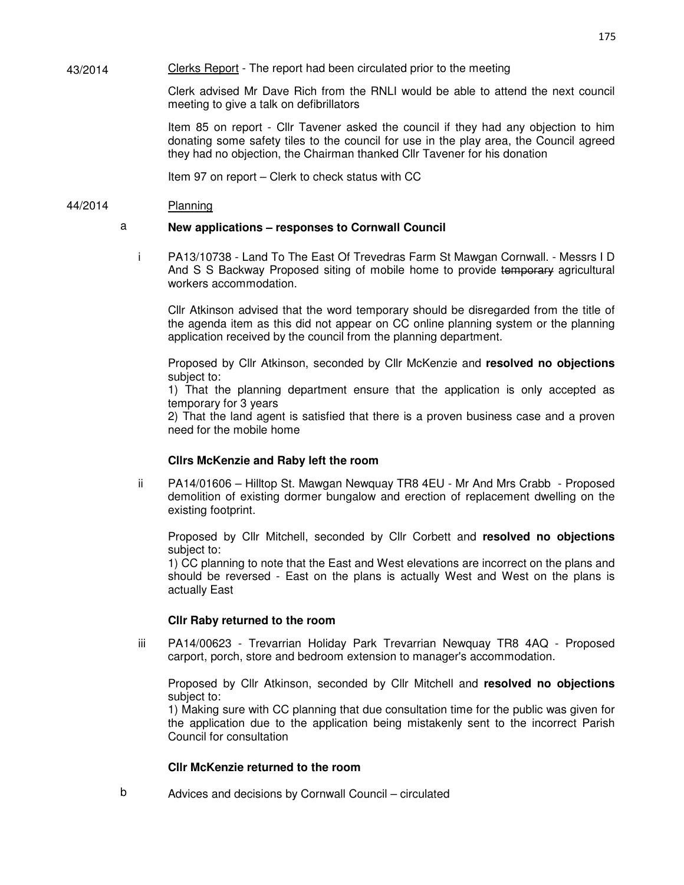43/2014 Clerks Report - The report had been circulated prior to the meeting

Clerk advised Mr Dave Rich from the RNLI would be able to attend the next council meeting to give a talk on defibrillators

Item 85 on report - Cllr Tavener asked the council if they had any objection to him donating some safety tiles to the council for use in the play area, the Council agreed they had no objection, the Chairman thanked Cllr Tavener for his donation

Item 97 on report – Clerk to check status with CC

44/2014 Planning

a **New applications – responses to Cornwall Council**

i PA13/10738 - Land To The East Of Trevedras Farm St Mawgan Cornwall. - Messrs I D And S S Backway Proposed siting of mobile home to provide ~~temporary~~ agricultural workers accommodation.

Cllr Atkinson advised that the word temporary should be disregarded from the title of the agenda item as this did not appear on CC online planning system or the planning application received by the council from the planning department.

Proposed by Cllr Atkinson, seconded by Cllr McKenzie and **resolved no objections** subject to:
1) That the planning department ensure that the application is only accepted as temporary for 3 years
2) That the land agent is satisfied that there is a proven business case and a proven need for the mobile home

**Cllrs McKenzie and Raby left the room**

ii PA14/01606 – Hilltop St. Mawgan Newquay TR8 4EU - Mr And Mrs Crabb - Proposed demolition of existing dormer bungalow and erection of replacement dwelling on the existing footprint.

Proposed by Cllr Mitchell, seconded by Cllr Corbett and **resolved no objections** subject to:
1) CC planning to note that the East and West elevations are incorrect on the plans and should be reversed - East on the plans is actually West and West on the plans is actually East

**Cllr Raby returned to the room**

iii PA14/00623 - Trevarrian Holiday Park Trevarrian Newquay TR8 4AQ - Proposed carport, porch, store and bedroom extension to manager's accommodation.

Proposed by Cllr Atkinson, seconded by Cllr Mitchell and **resolved no objections** subject to:
1) Making sure with CC planning that due consultation time for the public was given for the application due to the application being mistakenly sent to the incorrect Parish Council for consultation

**Cllr McKenzie returned to the room**

b Advices and decisions by Cornwall Council – circulated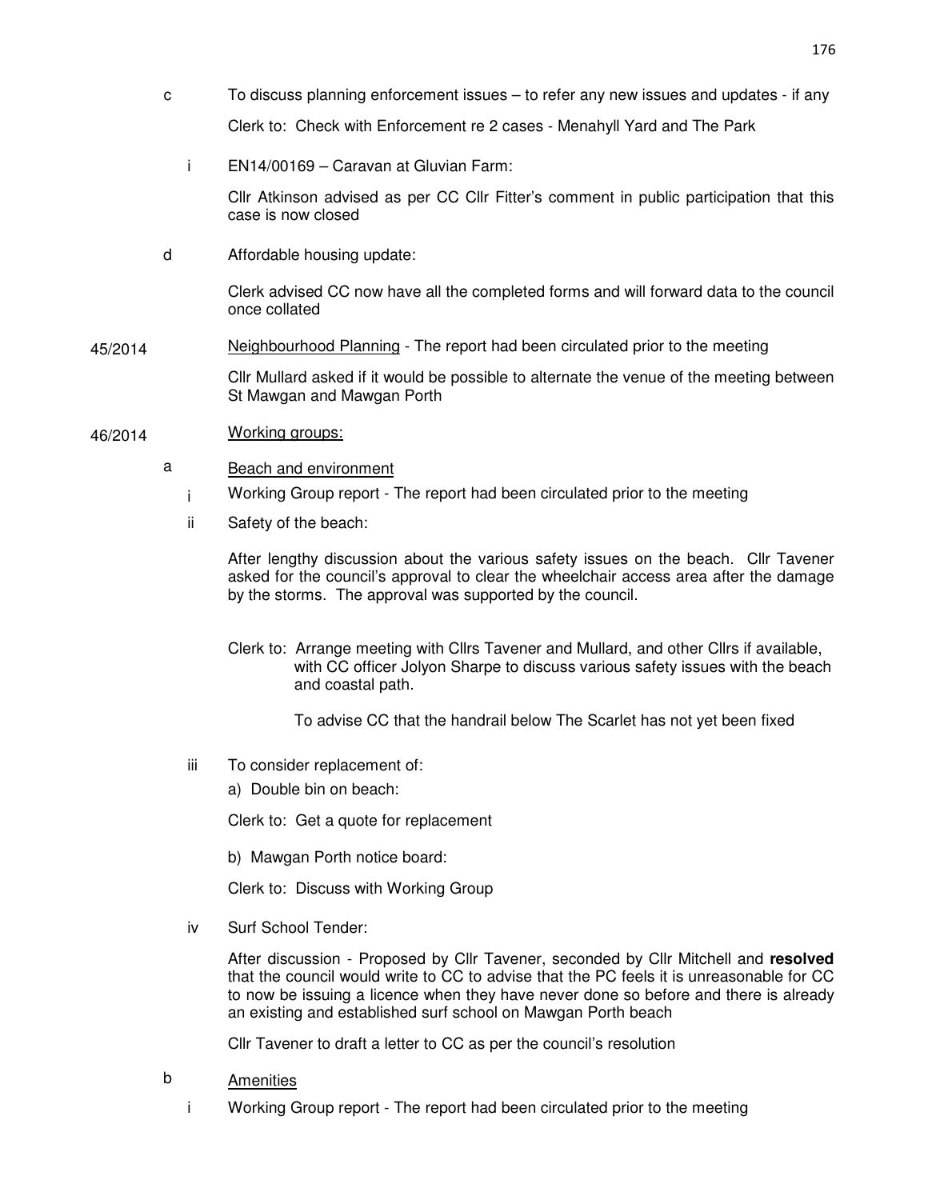c To discuss planning enforcement issues – to refer any new issues and updates - if any

Clerk to: Check with Enforcement re 2 cases - Menahyll Yard and The Park

i EN14/00169 – Caravan at Gluvian Farm:

Cllr Atkinson advised as per CC Cllr Fitter's comment in public participation that this case is now closed

d Affordable housing update:

Clerk advised CC now have all the completed forms and will forward data to the council once collated

45/2014 Neighbourhood Planning - The report had been circulated prior to the meeting

Cllr Mullard asked if it would be possible to alternate the venue of the meeting between St Mawgan and Mawgan Porth

46/2014 Working groups:

a Beach and environment

i Working Group report - The report had been circulated prior to the meeting

ii Safety of the beach:

After lengthy discussion about the various safety issues on the beach. Cllr Tavener asked for the council's approval to clear the wheelchair access area after the damage by the storms. The approval was supported by the council.

Clerk to: Arrange meeting with Cllrs Tavener and Mullard, and other Cllrs if available, with CC officer Jolyon Sharpe to discuss various safety issues with the beach and coastal path.

To advise CC that the handrail below The Scarlet has not yet been fixed

iii To consider replacement of:

a) Double bin on beach:

Clerk to: Get a quote for replacement

b) Mawgan Porth notice board:

Clerk to: Discuss with Working Group

iv Surf School Tender:

After discussion - Proposed by Cllr Tavener, seconded by Cllr Mitchell and **resolved** that the council would write to CC to advise that the PC feels it is unreasonable for CC to now be issuing a licence when they have never done so before and there is already an existing and established surf school on Mawgan Porth beach

Cllr Tavener to draft a letter to CC as per the council's resolution

b Amenities

i Working Group report - The report had been circulated prior to the meeting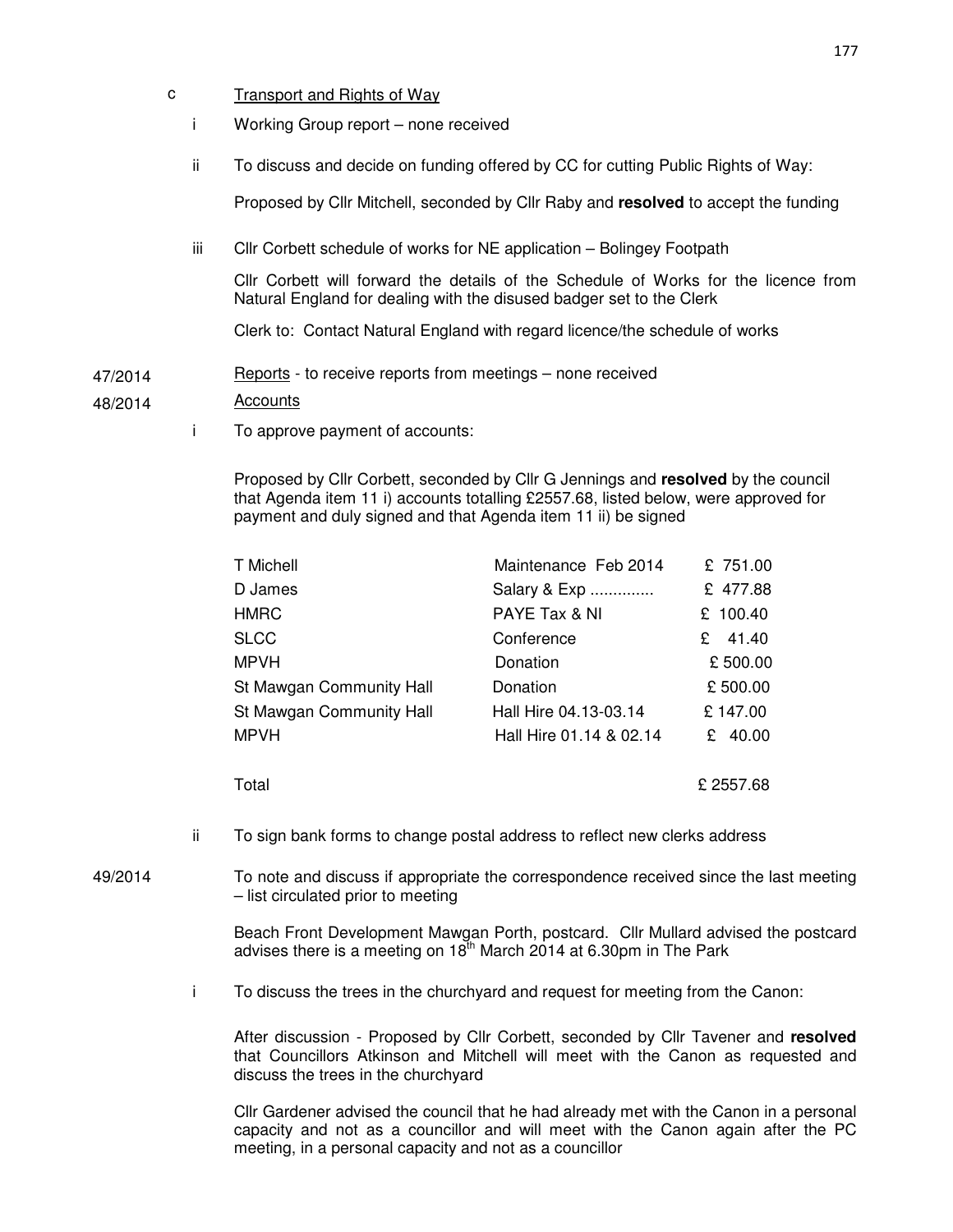c Transport and Rights of Way

i Working Group report – none received

ii To discuss and decide on funding offered by CC for cutting Public Rights of Way:

Proposed by Cllr Mitchell, seconded by Cllr Raby and **resolved** to accept the funding

iii Cllr Corbett schedule of works for NE application – Bolingey Footpath

Cllr Corbett will forward the details of the Schedule of Works for the licence from Natural England for dealing with the disused badger set to the Clerk

Clerk to: Contact Natural England with regard licence/the schedule of works

47/2014 Reports - to receive reports from meetings – none received

48/2014 Accounts

i To approve payment of accounts:

Proposed by Cllr Corbett, seconded by Cllr G Jennings and **resolved** by the council that Agenda item 11 i) accounts totalling £2557.68, listed below, were approved for payment and duly signed and that Agenda item 11 ii) be signed

| | | |
|---|---|---|
| T Michell | Maintenance Feb 2014 | £ 751.00 |
| D James | Salary & Exp .............. | £ 477.88 |
| HMRC | PAYE Tax & NI | £ 100.40 |
| SLCC | Conference | £ 41.40 |
| MPVH | Donation | £ 500.00 |
| St Mawgan Community Hall | Donation | £ 500.00 |
| St Mawgan Community Hall | Hall Hire 04.13-03.14 | £ 147.00 |
| MPVH | Hall Hire 01.14 & 02.14 | £ 40.00 |
| Total | | £ 2557.68 |

ii To sign bank forms to change postal address to reflect new clerks address

49/2014 To note and discuss if appropriate the correspondence received since the last meeting – list circulated prior to meeting

Beach Front Development Mawgan Porth, postcard. Cllr Mullard advised the postcard advises there is a meeting on 18th March 2014 at 6.30pm in The Park

i To discuss the trees in the churchyard and request for meeting from the Canon:

After discussion - Proposed by Cllr Corbett, seconded by Cllr Tavener and **resolved** that Councillors Atkinson and Mitchell will meet with the Canon as requested and discuss the trees in the churchyard

Cllr Gardener advised the council that he had already met with the Canon in a personal capacity and not as a councillor and will meet with the Canon again after the PC meeting, in a personal capacity and not as a councillor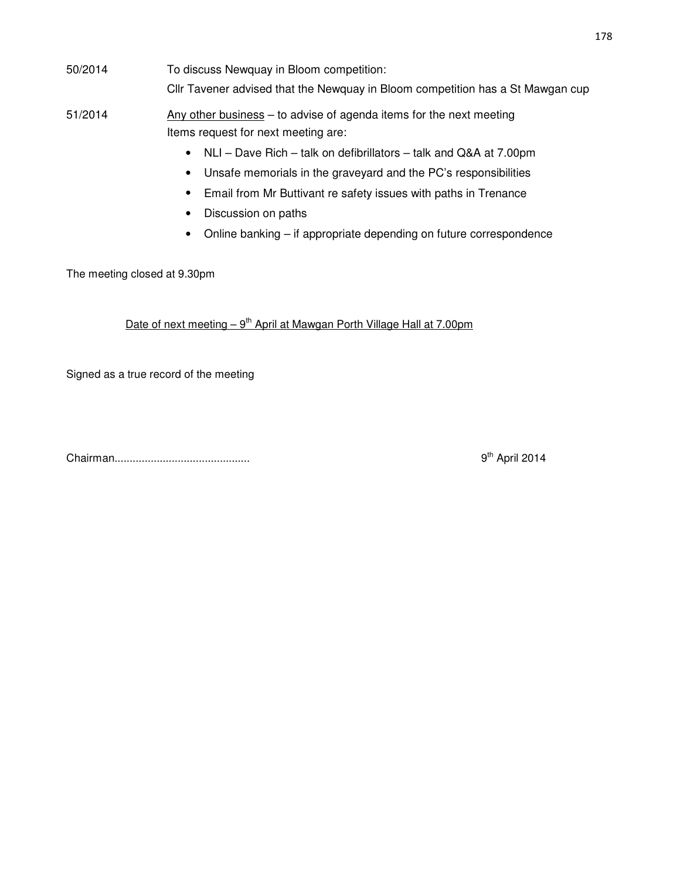50/2014 To discuss Newquay in Bloom competition:

Cllr Tavener advised that the Newquay in Bloom competition has a St Mawgan cup

51/2014 Any other business – to advise of agenda items for the next meeting

Items request for next meeting are:

- NLI – Dave Rich – talk on defibrillators – talk and Q&A at 7.00pm
- Unsafe memorials in the graveyard and the PC's responsibilities
- Email from Mr Buttivant re safety issues with paths in Trenance
- Discussion on paths
- Online banking – if appropriate depending on future correspondence

The meeting closed at 9.30pm

Date of next meeting – 9th April at Mawgan Porth Village Hall at 7.00pm

Signed as a true record of the meeting

Chairman............................................ 9th April 2014